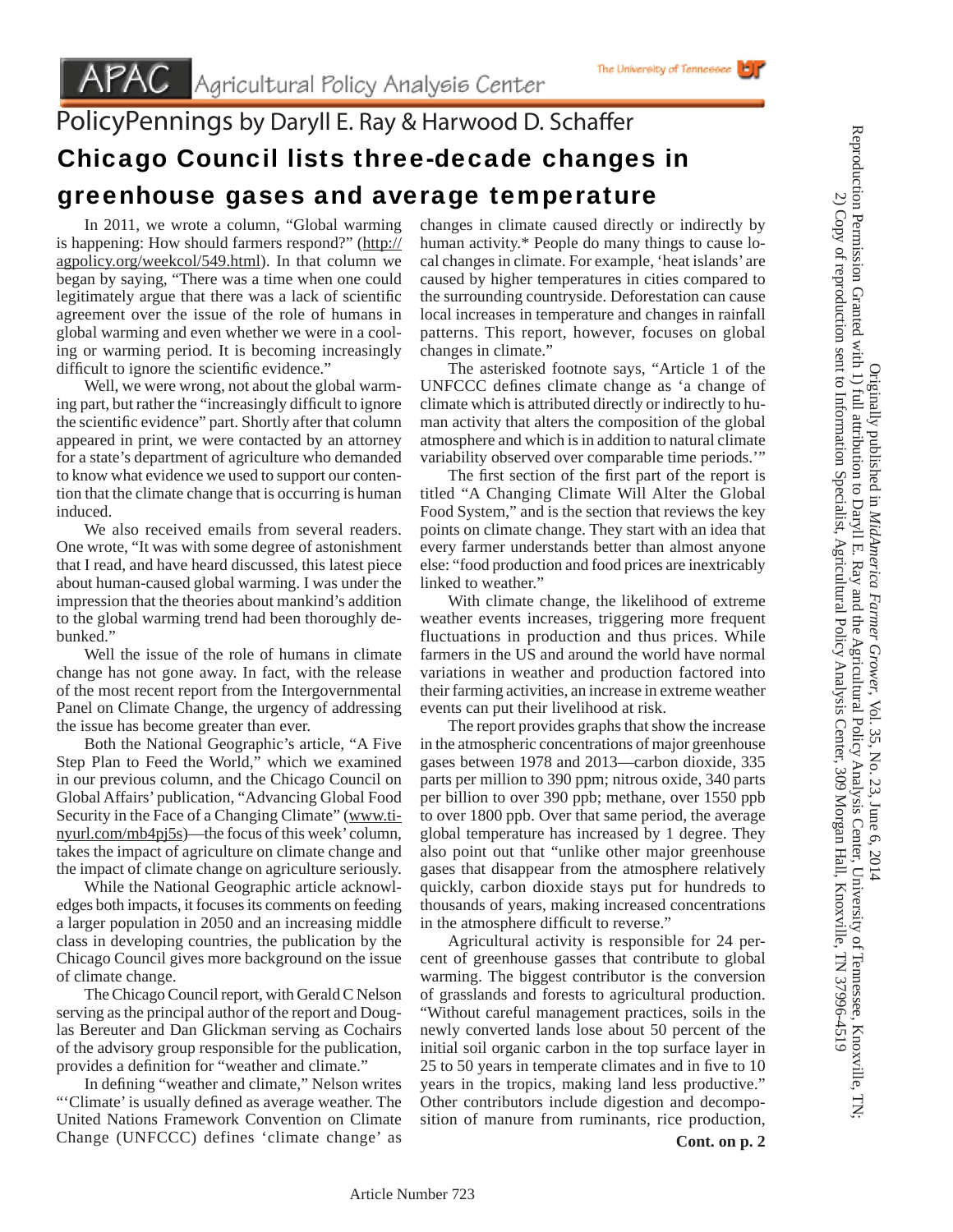APAC Agricultural Policy Analysis Center

The University of Tennessee

PolicyPennings by Daryll E. Ray & Harwood D. Schaffer

# Chicago Council lists three-decade changes in greenhouse gases and average temperature

In 2011, we wrote a column, "Global warming is happening: How should farmers respond?" (http://agpolicy.org/weekcol/549.html). In that column we began by saying, "There was a time when one could legitimately argue that there was a lack of scientific agreement over the issue of the role of humans in global warming and even whether we were in a cooling or warming period. It is becoming increasingly difficult to ignore the scientific evidence."

Well, we were wrong, not about the global warming part, but rather the "increasingly difficult to ignore the scientific evidence" part. Shortly after that column appeared in print, we were contacted by an attorney for a state's department of agriculture who demanded to know what evidence we used to support our contention that the climate change that is occurring is human induced.

We also received emails from several readers. One wrote, "It was with some degree of astonishment that I read, and have heard discussed, this latest piece about human-caused global warming. I was under the impression that the theories about mankind's addition to the global warming trend had been thoroughly debunked."

Well the issue of the role of humans in climate change has not gone away. In fact, with the release of the most recent report from the Intergovernmental Panel on Climate Change, the urgency of addressing the issue has become greater than ever.

Both the National Geographic's article, "A Five Step Plan to Feed the World," which we examined in our previous column, and the Chicago Council on Global Affairs' publication, "Advancing Global Food Security in the Face of a Changing Climate" (www.tinyurl.com/mb4pj5s)—the focus of this week' column, takes the impact of agriculture on climate change and the impact of climate change on agriculture seriously.

While the National Geographic article acknowledges both impacts, it focuses its comments on feeding a larger population in 2050 and an increasing middle class in developing countries, the publication by the Chicago Council gives more background on the issue of climate change.

The Chicago Council report, with Gerald C Nelson serving as the principal author of the report and Douglas Bereuter and Dan Glickman serving as Cochairs of the advisory group responsible for the publication, provides a definition for "weather and climate."

In defining "weather and climate," Nelson writes "'Climate' is usually defined as average weather. The United Nations Framework Convention on Climate Change (UNFCCC) defines 'climate change' as changes in climate caused directly or indirectly by human activity.* People do many things to cause local changes in climate. For example, 'heat islands' are caused by higher temperatures in cities compared to the surrounding countryside. Deforestation can cause local increases in temperature and changes in rainfall patterns. This report, however, focuses on global changes in climate."

The asterisked footnote says, "Article 1 of the UNFCCC defines climate change as 'a change of climate which is attributed directly or indirectly to human activity that alters the composition of the global atmosphere and which is in addition to natural climate variability observed over comparable time periods.'"

The first section of the first part of the report is titled "A Changing Climate Will Alter the Global Food System," and is the section that reviews the key points on climate change. They start with an idea that every farmer understands better than almost anyone else: "food production and food prices are inextricably linked to weather."

With climate change, the likelihood of extreme weather events increases, triggering more frequent fluctuations in production and thus prices. While farmers in the US and around the world have normal variations in weather and production factored into their farming activities, an increase in extreme weather events can put their livelihood at risk.

The report provides graphs that show the increase in the atmospheric concentrations of major greenhouse gases between 1978 and 2013—carbon dioxide, 335 parts per million to 390 ppm; nitrous oxide, 340 parts per billion to over 390 ppb; methane, over 1550 ppb to over 1800 ppb. Over that same period, the average global temperature has increased by 1 degree. They also point out that "unlike other major greenhouse gases that disappear from the atmosphere relatively quickly, carbon dioxide stays put for hundreds to thousands of years, making increased concentrations in the atmosphere difficult to reverse."

Agricultural activity is responsible for 24 percent of greenhouse gasses that contribute to global warming. The biggest contributor is the conversion of grasslands and forests to agricultural production. "Without careful management practices, soils in the newly converted lands lose about 50 percent of the initial soil organic carbon in the top surface layer in 25 to 50 years in temperate climates and in five to 10 years in the tropics, making land less productive." Other contributors include digestion and decomposition of manure from ruminants, rice production,

**Cont. on p. 2**

Originally published in *MidAmerica Farmer Grower*, Vol. 35, No. 23, June 6, 2014
Reproduction Permission Granted with 1) full attribution to Daryll E. Ray and the Agricultural Policy Analysis Center, University of Tennessee, Knoxville, TN;
2) Copy of reproduction sent to Information Specialist, Agricultural Policy Analysis Center, 309 Morgan Hall, Knoxville, TN 37996-4519

Article Number 723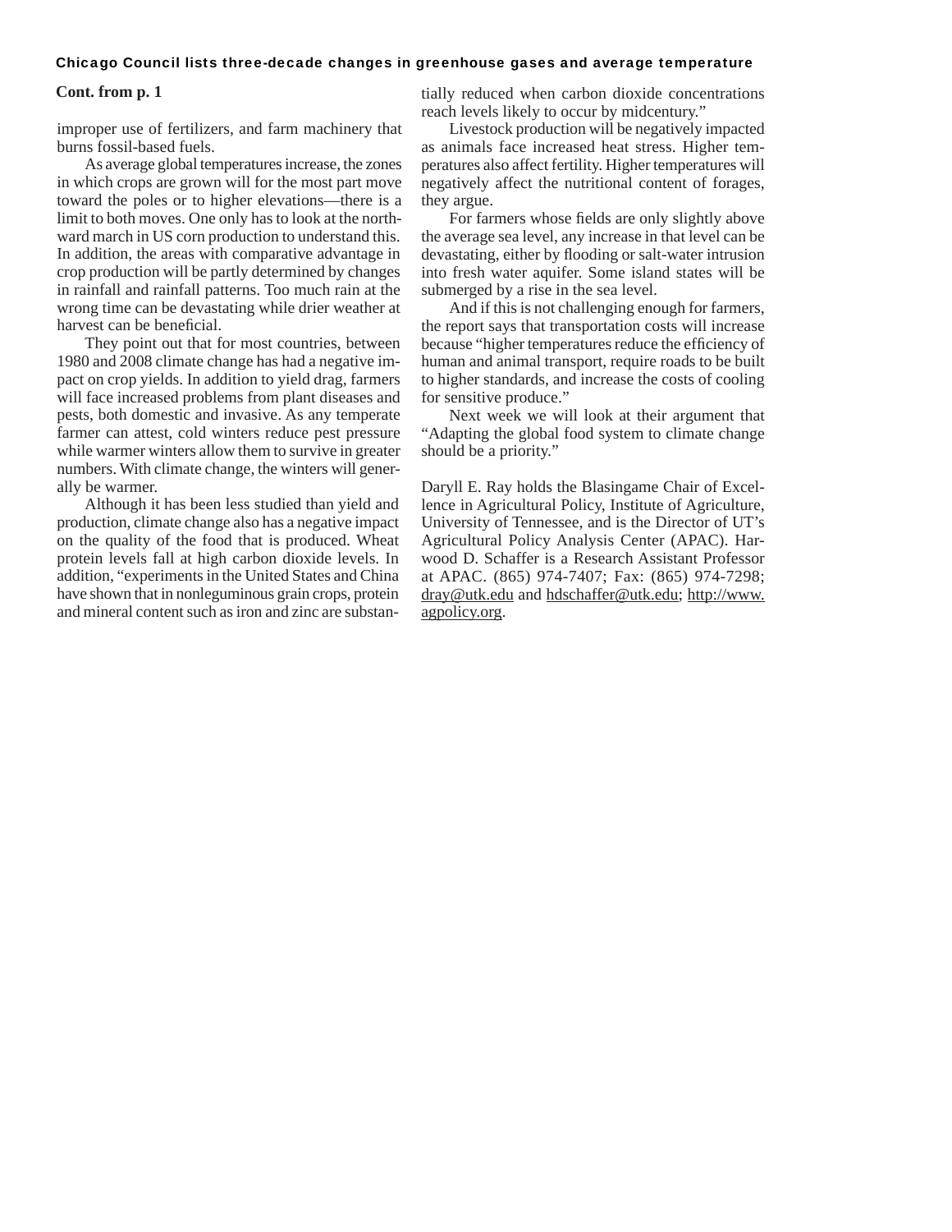## Chicago Council lists three-decade changes in greenhouse gases and average temperature

**Cont. from p. 1**

improper use of fertilizers, and farm machinery that burns fossil-based fuels.

As average global temperatures increase, the zones in which crops are grown will for the most part move toward the poles or to higher elevations—there is a limit to both moves. One only has to look at the northward march in US corn production to understand this. In addition, the areas with comparative advantage in crop production will be partly determined by changes in rainfall and rainfall patterns. Too much rain at the wrong time can be devastating while drier weather at harvest can be beneficial.

They point out that for most countries, between 1980 and 2008 climate change has had a negative impact on crop yields. In addition to yield drag, farmers will face increased problems from plant diseases and pests, both domestic and invasive. As any temperate farmer can attest, cold winters reduce pest pressure while warmer winters allow them to survive in greater numbers. With climate change, the winters will generally be warmer.

Although it has been less studied than yield and production, climate change also has a negative impact on the quality of the food that is produced. Wheat protein levels fall at high carbon dioxide levels. In addition, "experiments in the United States and China have shown that in nonleguminous grain crops, protein and mineral content such as iron and zinc are substantially reduced when carbon dioxide concentrations reach levels likely to occur by midcentury."

Livestock production will be negatively impacted as animals face increased heat stress. Higher temperatures also affect fertility. Higher temperatures will negatively affect the nutritional content of forages, they argue.

For farmers whose fields are only slightly above the average sea level, any increase in that level can be devastating, either by flooding or salt-water intrusion into fresh water aquifer. Some island states will be submerged by a rise in the sea level.

And if this is not challenging enough for farmers, the report says that transportation costs will increase because "higher temperatures reduce the efficiency of human and animal transport, require roads to be built to higher standards, and increase the costs of cooling for sensitive produce."

Next week we will look at their argument that "Adapting the global food system to climate change should be a priority."

Daryll E. Ray holds the Blasingame Chair of Excellence in Agricultural Policy, Institute of Agriculture, University of Tennessee, and is the Director of UT's Agricultural Policy Analysis Center (APAC). Harwood D. Schaffer is a Research Assistant Professor at APAC. (865) 974-7407; Fax: (865) 974-7298; dray@utk.edu and hdschaffer@utk.edu; http://www.agpolicy.org.